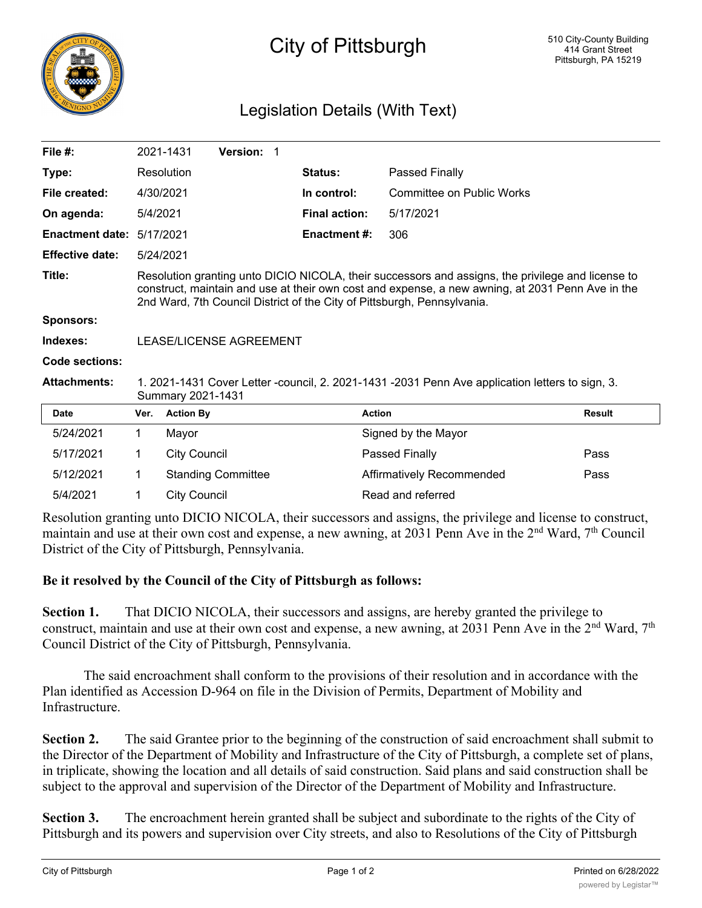# City of Pittsburgh

510 City-County Building
414 Grant Street
Pittsburgh, PA 15219

## Legislation Details (With Text)

| | | | |
|---|---|---|---|
| **File #:** | 2021-1431 **Version:** 1 | | |
| **Type:** | Resolution | **Status:** | Passed Finally |
| **File created:** | 4/30/2021 | **In control:** | Committee on Public Works |
| **On agenda:** | 5/4/2021 | **Final action:** | 5/17/2021 |
| **Enactment date:** | 5/17/2021 | **Enactment #:** | 306 |
| **Effective date:** | 5/24/2021 | | |

**Title:** Resolution granting unto DICIO NICOLA, their successors and assigns, the privilege and license to construct, maintain and use at their own cost and expense, a new awning, at 2031 Penn Ave in the 2nd Ward, 7th Council District of the City of Pittsburgh, Pennsylvania.

**Sponsors:**

**Indexes:** LEASE/LICENSE AGREEMENT

**Code sections:**

**Attachments:** 1. 2021-1431 Cover Letter -council, 2. 2021-1431 -2031 Penn Ave application letters to sign, 3. Summary 2021-1431

| Date | Ver. | Action By | Action | Result |
|---|---|---|---|---|
| 5/24/2021 | 1 | Mayor | Signed by the Mayor | |
| 5/17/2021 | 1 | City Council | Passed Finally | Pass |
| 5/12/2021 | 1 | Standing Committee | Affirmatively Recommended | Pass |
| 5/4/2021 | 1 | City Council | Read and referred | |

Resolution granting unto DICIO NICOLA, their successors and assigns, the privilege and license to construct, maintain and use at their own cost and expense, a new awning, at 2031 Penn Ave in the 2nd Ward, 7th Council District of the City of Pittsburgh, Pennsylvania.

**Be it resolved by the Council of the City of Pittsburgh as follows:**

**Section 1.** That DICIO NICOLA, their successors and assigns, are hereby granted the privilege to construct, maintain and use at their own cost and expense, a new awning, at 2031 Penn Ave in the 2nd Ward, 7th Council District of the City of Pittsburgh, Pennsylvania.

The said encroachment shall conform to the provisions of their resolution and in accordance with the Plan identified as Accession D-964 on file in the Division of Permits, Department of Mobility and Infrastructure.

**Section 2.** The said Grantee prior to the beginning of the construction of said encroachment shall submit to the Director of the Department of Mobility and Infrastructure of the City of Pittsburgh, a complete set of plans, in triplicate, showing the location and all details of said construction. Said plans and said construction shall be subject to the approval and supervision of the Director of the Department of Mobility and Infrastructure.

**Section 3.** The encroachment herein granted shall be subject and subordinate to the rights of the City of Pittsburgh and its powers and supervision over City streets, and also to Resolutions of the City of Pittsburgh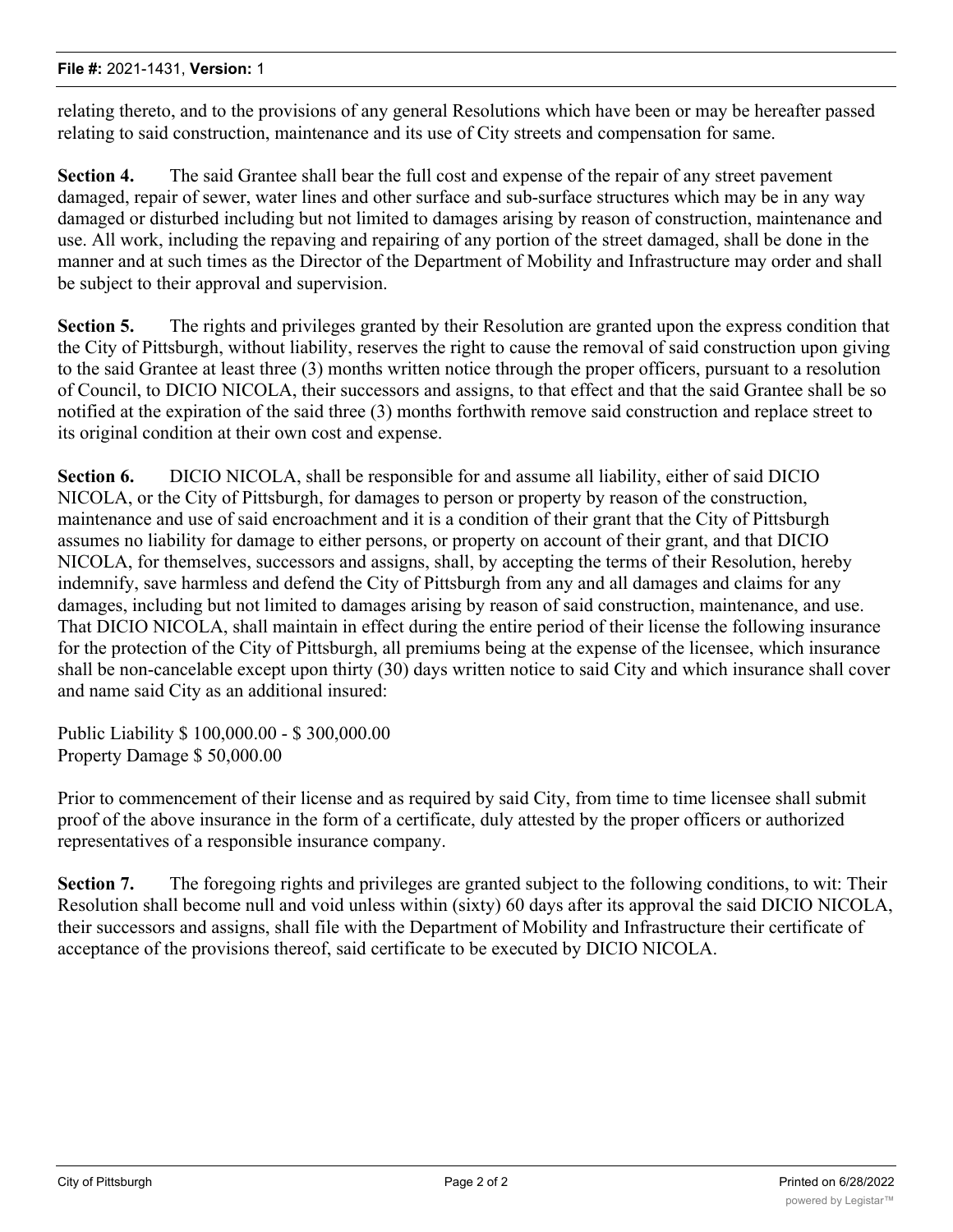relating thereto, and to the provisions of any general Resolutions which have been or may be hereafter passed relating to said construction, maintenance and its use of City streets and compensation for same.

**Section 4.** The said Grantee shall bear the full cost and expense of the repair of any street pavement damaged, repair of sewer, water lines and other surface and sub-surface structures which may be in any way damaged or disturbed including but not limited to damages arising by reason of construction, maintenance and use. All work, including the repaving and repairing of any portion of the street damaged, shall be done in the manner and at such times as the Director of the Department of Mobility and Infrastructure may order and shall be subject to their approval and supervision.

**Section 5.** The rights and privileges granted by their Resolution are granted upon the express condition that the City of Pittsburgh, without liability, reserves the right to cause the removal of said construction upon giving to the said Grantee at least three (3) months written notice through the proper officers, pursuant to a resolution of Council, to DICIO NICOLA, their successors and assigns, to that effect and that the said Grantee shall be so notified at the expiration of the said three (3) months forthwith remove said construction and replace street to its original condition at their own cost and expense.

**Section 6.** DICIO NICOLA, shall be responsible for and assume all liability, either of said DICIO NICOLA, or the City of Pittsburgh, for damages to person or property by reason of the construction, maintenance and use of said encroachment and it is a condition of their grant that the City of Pittsburgh assumes no liability for damage to either persons, or property on account of their grant, and that DICIO NICOLA, for themselves, successors and assigns, shall, by accepting the terms of their Resolution, hereby indemnify, save harmless and defend the City of Pittsburgh from any and all damages and claims for any damages, including but not limited to damages arising by reason of said construction, maintenance, and use. That DICIO NICOLA, shall maintain in effect during the entire period of their license the following insurance for the protection of the City of Pittsburgh, all premiums being at the expense of the licensee, which insurance shall be non-cancelable except upon thirty (30) days written notice to said City and which insurance shall cover and name said City as an additional insured:

Public Liability $ 100,000.00 - $ 300,000.00
Property Damage $ 50,000.00

Prior to commencement of their license and as required by said City, from time to time licensee shall submit proof of the above insurance in the form of a certificate, duly attested by the proper officers or authorized representatives of a responsible insurance company.

**Section 7.** The foregoing rights and privileges are granted subject to the following conditions, to wit: Their Resolution shall become null and void unless within (sixty) 60 days after its approval the said DICIO NICOLA, their successors and assigns, shall file with the Department of Mobility and Infrastructure their certificate of acceptance of the provisions thereof, said certificate to be executed by DICIO NICOLA.